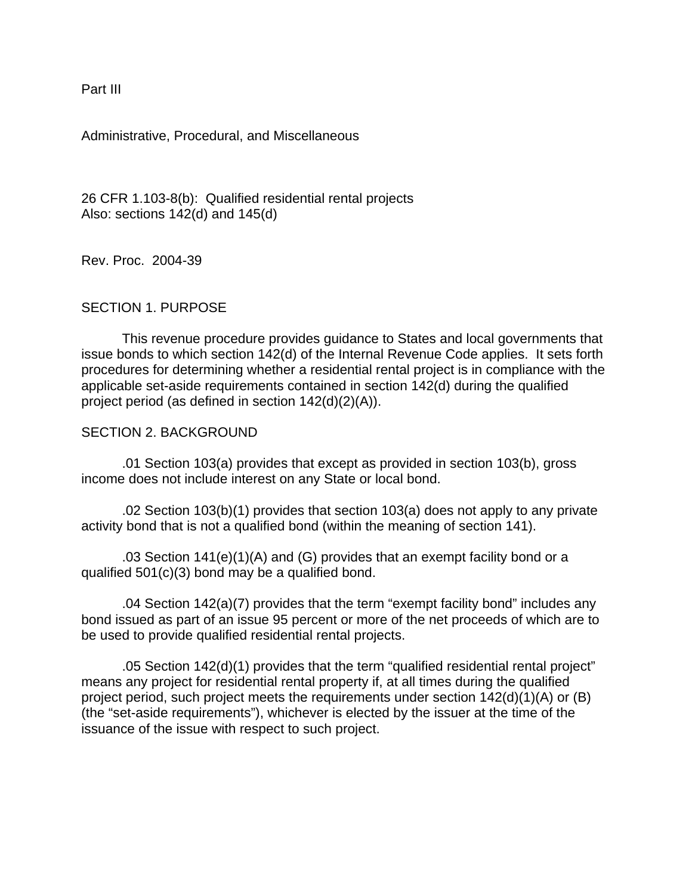Part III

Administrative, Procedural, and Miscellaneous

26 CFR 1.103-8(b): Qualified residential rental projects
Also: sections 142(d) and 145(d)

Rev. Proc. 2004-39

## SECTION 1. PURPOSE

This revenue procedure provides guidance to States and local governments that issue bonds to which section 142(d) of the Internal Revenue Code applies. It sets forth procedures for determining whether a residential rental project is in compliance with the applicable set-aside requirements contained in section 142(d) during the qualified project period (as defined in section 142(d)(2)(A)).

## SECTION 2. BACKGROUND

.01 Section 103(a) provides that except as provided in section 103(b), gross income does not include interest on any State or local bond.

.02 Section 103(b)(1) provides that section 103(a) does not apply to any private activity bond that is not a qualified bond (within the meaning of section 141).

.03 Section 141(e)(1)(A) and (G) provides that an exempt facility bond or a qualified 501(c)(3) bond may be a qualified bond.

.04 Section 142(a)(7) provides that the term "exempt facility bond" includes any bond issued as part of an issue 95 percent or more of the net proceeds of which are to be used to provide qualified residential rental projects.

.05 Section 142(d)(1) provides that the term "qualified residential rental project" means any project for residential rental property if, at all times during the qualified project period, such project meets the requirements under section 142(d)(1)(A) or (B) (the "set-aside requirements"), whichever is elected by the issuer at the time of the issuance of the issue with respect to such project.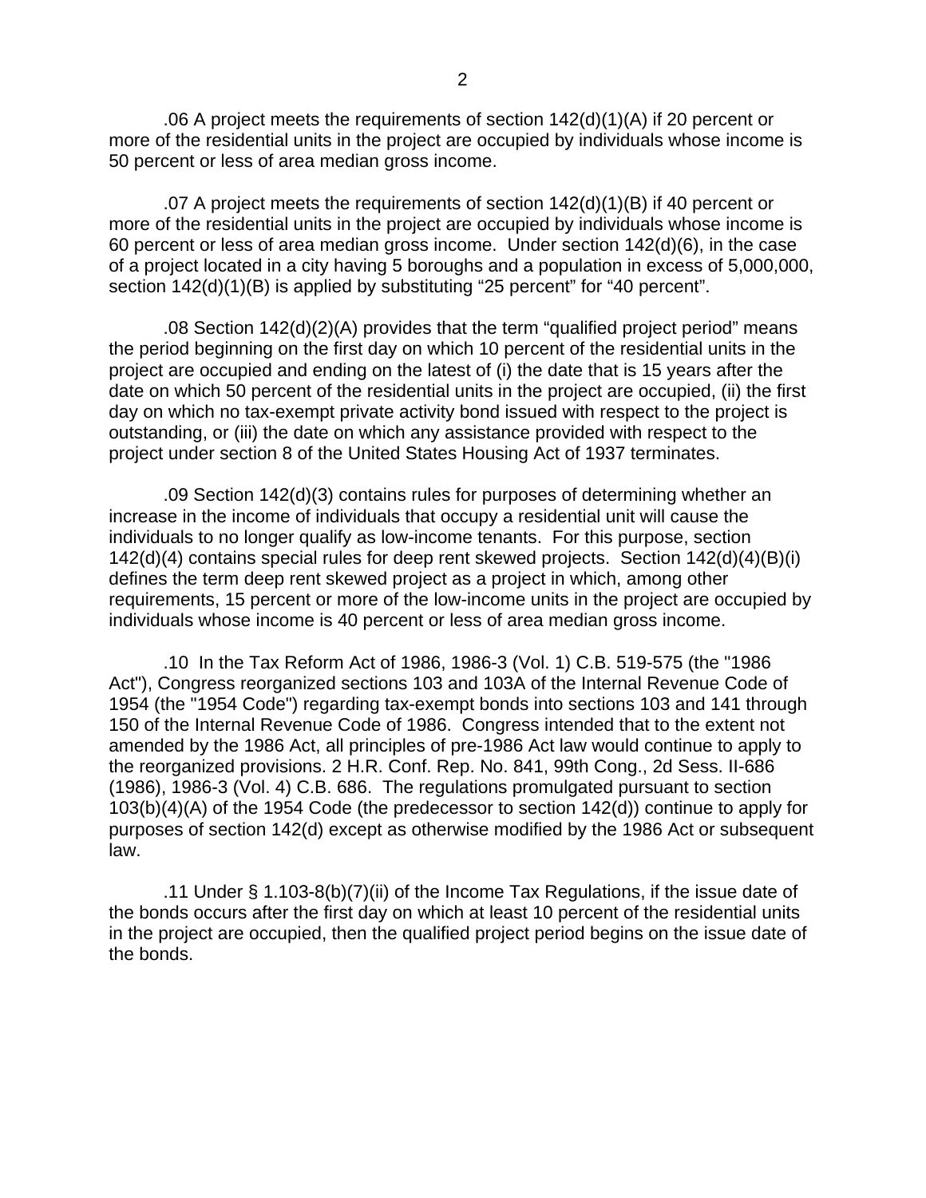.06 A project meets the requirements of section 142(d)(1)(A) if 20 percent or more of the residential units in the project are occupied by individuals whose income is 50 percent or less of area median gross income.

.07 A project meets the requirements of section 142(d)(1)(B) if 40 percent or more of the residential units in the project are occupied by individuals whose income is 60 percent or less of area median gross income. Under section 142(d)(6), in the case of a project located in a city having 5 boroughs and a population in excess of 5,000,000, section 142(d)(1)(B) is applied by substituting “25 percent” for “40 percent”.

.08 Section 142(d)(2)(A) provides that the term “qualified project period” means the period beginning on the first day on which 10 percent of the residential units in the project are occupied and ending on the latest of (i) the date that is 15 years after the date on which 50 percent of the residential units in the project are occupied, (ii) the first day on which no tax-exempt private activity bond issued with respect to the project is outstanding, or (iii) the date on which any assistance provided with respect to the project under section 8 of the United States Housing Act of 1937 terminates.

.09 Section 142(d)(3) contains rules for purposes of determining whether an increase in the income of individuals that occupy a residential unit will cause the individuals to no longer qualify as low-income tenants. For this purpose, section 142(d)(4) contains special rules for deep rent skewed projects. Section 142(d)(4)(B)(i) defines the term deep rent skewed project as a project in which, among other requirements, 15 percent or more of the low-income units in the project are occupied by individuals whose income is 40 percent or less of area median gross income.

.10 In the Tax Reform Act of 1986, 1986-3 (Vol. 1) C.B. 519-575 (the "1986 Act"), Congress reorganized sections 103 and 103A of the Internal Revenue Code of 1954 (the "1954 Code") regarding tax-exempt bonds into sections 103 and 141 through 150 of the Internal Revenue Code of 1986. Congress intended that to the extent not amended by the 1986 Act, all principles of pre-1986 Act law would continue to apply to the reorganized provisions. 2 H.R. Conf. Rep. No. 841, 99th Cong., 2d Sess. II-686 (1986), 1986-3 (Vol. 4) C.B. 686. The regulations promulgated pursuant to section 103(b)(4)(A) of the 1954 Code (the predecessor to section 142(d)) continue to apply for purposes of section 142(d) except as otherwise modified by the 1986 Act or subsequent law.

.11 Under § 1.103-8(b)(7)(ii) of the Income Tax Regulations, if the issue date of the bonds occurs after the first day on which at least 10 percent of the residential units in the project are occupied, then the qualified project period begins on the issue date of the bonds.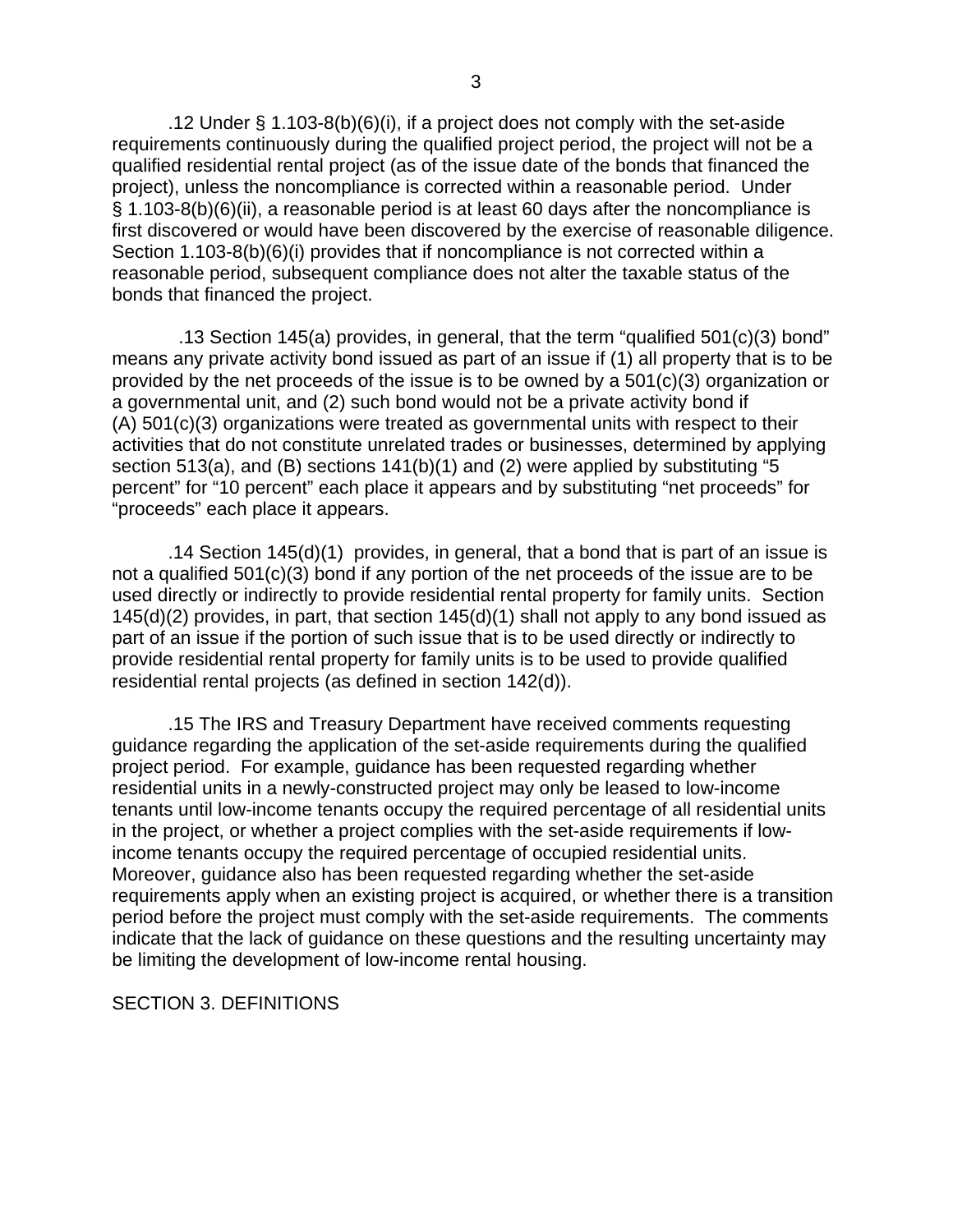.12 Under § 1.103-8(b)(6)(i), if a project does not comply with the set-aside requirements continuously during the qualified project period, the project will not be a qualified residential rental project (as of the issue date of the bonds that financed the project), unless the noncompliance is corrected within a reasonable period. Under § 1.103-8(b)(6)(ii), a reasonable period is at least 60 days after the noncompliance is first discovered or would have been discovered by the exercise of reasonable diligence. Section 1.103-8(b)(6)(i) provides that if noncompliance is not corrected within a reasonable period, subsequent compliance does not alter the taxable status of the bonds that financed the project.

.13 Section 145(a) provides, in general, that the term "qualified 501(c)(3) bond" means any private activity bond issued as part of an issue if (1) all property that is to be provided by the net proceeds of the issue is to be owned by a 501(c)(3) organization or a governmental unit, and (2) such bond would not be a private activity bond if (A) 501(c)(3) organizations were treated as governmental units with respect to their activities that do not constitute unrelated trades or businesses, determined by applying section 513(a), and (B) sections 141(b)(1) and (2) were applied by substituting "5 percent" for "10 percent" each place it appears and by substituting "net proceeds" for "proceeds" each place it appears.

.14 Section 145(d)(1) provides, in general, that a bond that is part of an issue is not a qualified 501(c)(3) bond if any portion of the net proceeds of the issue are to be used directly or indirectly to provide residential rental property for family units. Section 145(d)(2) provides, in part, that section 145(d)(1) shall not apply to any bond issued as part of an issue if the portion of such issue that is to be used directly or indirectly to provide residential rental property for family units is to be used to provide qualified residential rental projects (as defined in section 142(d)).

.15 The IRS and Treasury Department have received comments requesting guidance regarding the application of the set-aside requirements during the qualified project period. For example, guidance has been requested regarding whether residential units in a newly-constructed project may only be leased to low-income tenants until low-income tenants occupy the required percentage of all residential units in the project, or whether a project complies with the set-aside requirements if low-income tenants occupy the required percentage of occupied residential units. Moreover, guidance also has been requested regarding whether the set-aside requirements apply when an existing project is acquired, or whether there is a transition period before the project must comply with the set-aside requirements. The comments indicate that the lack of guidance on these questions and the resulting uncertainty may be limiting the development of low-income rental housing.

## SECTION 3. DEFINITIONS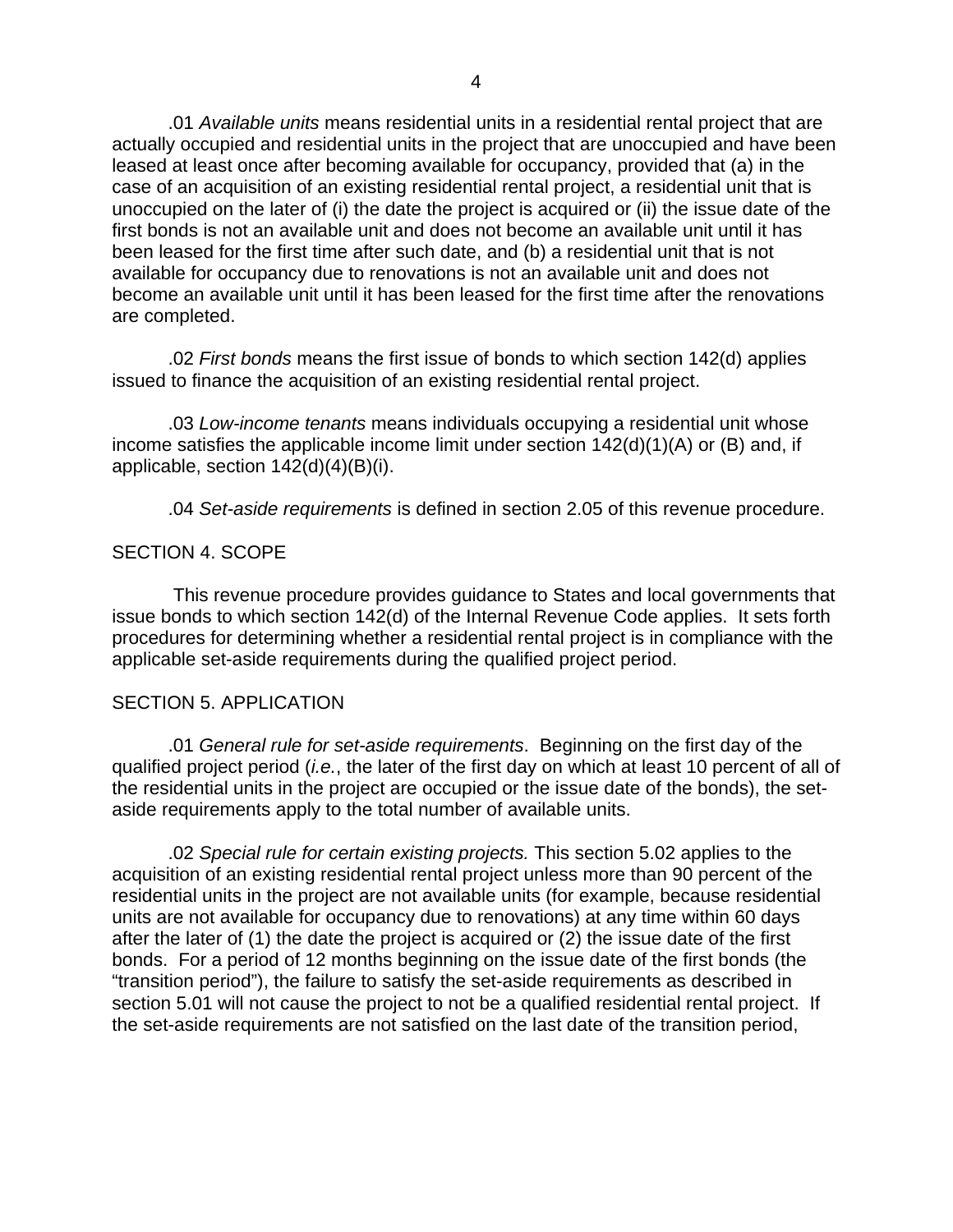.01 *Available units* means residential units in a residential rental project that are actually occupied and residential units in the project that are unoccupied and have been leased at least once after becoming available for occupancy, provided that (a) in the case of an acquisition of an existing residential rental project, a residential unit that is unoccupied on the later of (i) the date the project is acquired or (ii) the issue date of the first bonds is not an available unit and does not become an available unit until it has been leased for the first time after such date, and (b) a residential unit that is not available for occupancy due to renovations is not an available unit and does not become an available unit until it has been leased for the first time after the renovations are completed.

.02 *First bonds* means the first issue of bonds to which section 142(d) applies issued to finance the acquisition of an existing residential rental project.

.03 *Low-income tenants* means individuals occupying a residential unit whose income satisfies the applicable income limit under section 142(d)(1)(A) or (B) and, if applicable, section 142(d)(4)(B)(i).

.04 *Set-aside requirements* is defined in section 2.05 of this revenue procedure.

SECTION 4. SCOPE

This revenue procedure provides guidance to States and local governments that issue bonds to which section 142(d) of the Internal Revenue Code applies. It sets forth procedures for determining whether a residential rental project is in compliance with the applicable set-aside requirements during the qualified project period.

SECTION 5. APPLICATION

.01 *General rule for set-aside requirements*. Beginning on the first day of the qualified project period (*i.e.*, the later of the first day on which at least 10 percent of all of the residential units in the project are occupied or the issue date of the bonds), the set-aside requirements apply to the total number of available units.

.02 *Special rule for certain existing projects.* This section 5.02 applies to the acquisition of an existing residential rental project unless more than 90 percent of the residential units in the project are not available units (for example, because residential units are not available for occupancy due to renovations) at any time within 60 days after the later of (1) the date the project is acquired or (2) the issue date of the first bonds. For a period of 12 months beginning on the issue date of the first bonds (the "transition period"), the failure to satisfy the set-aside requirements as described in section 5.01 will not cause the project to not be a qualified residential rental project. If the set-aside requirements are not satisfied on the last date of the transition period,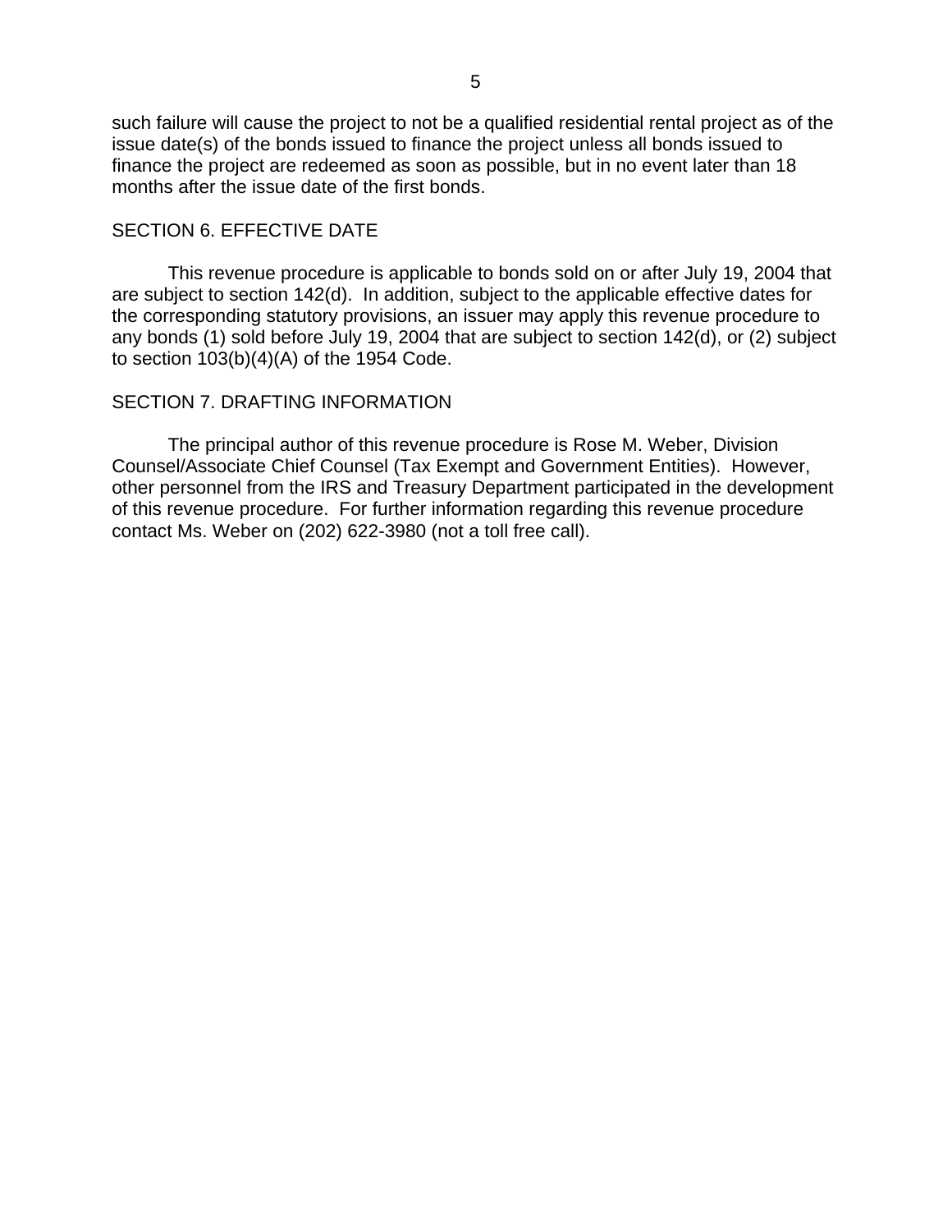such failure will cause the project to not be a qualified residential rental project as of the issue date(s) of the bonds issued to finance the project unless all bonds issued to finance the project are redeemed as soon as possible, but in no event later than 18 months after the issue date of the first bonds.

## SECTION 6. EFFECTIVE DATE

This revenue procedure is applicable to bonds sold on or after July 19, 2004 that are subject to section 142(d). In addition, subject to the applicable effective dates for the corresponding statutory provisions, an issuer may apply this revenue procedure to any bonds (1) sold before July 19, 2004 that are subject to section 142(d), or (2) subject to section 103(b)(4)(A) of the 1954 Code.

## SECTION 7. DRAFTING INFORMATION

The principal author of this revenue procedure is Rose M. Weber, Division Counsel/Associate Chief Counsel (Tax Exempt and Government Entities). However, other personnel from the IRS and Treasury Department participated in the development of this revenue procedure. For further information regarding this revenue procedure contact Ms. Weber on (202) 622-3980 (not a toll free call).